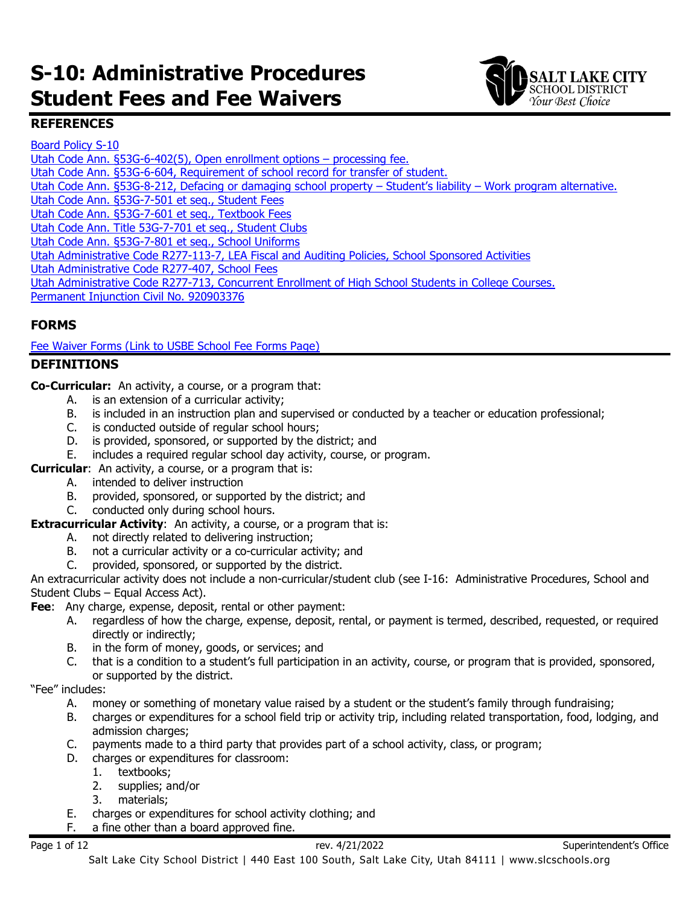# S-10: Administrative Procedures Student Fees and Fee Waivers

## REFERENCES

[Board Policy S-10](#)
[Utah Code Ann. §53G-6-402(5), Open enrollment options – processing fee.](#)
[Utah Code Ann. §53G-6-604, Requirement of school record for transfer of student.](#)
[Utah Code Ann. §53G-8-212, Defacing or damaging school property – Student's liability – Work program alternative.](#)
[Utah Code Ann. §53G-7-501 et seq., Student Fees](#)
[Utah Code Ann. §53G-7-601 et seq., Textbook Fees](#)
[Utah Code Ann. Title 53G-7-701 et seq., Student Clubs](#)
[Utah Code Ann. §53G-7-801 et seq., School Uniforms](#)
[Utah Administrative Code R277-113-7, LEA Fiscal and Auditing Policies, School Sponsored Activities](#)
[Utah Administrative Code R277-407, School Fees](#)
[Utah Administrative Code R277-713, Concurrent Enrollment of High School Students in College Courses.](#)
[Permanent Injunction Civil No. 920903376](#)

## FORMS

[Fee Waiver Forms (Link to USBE School Fee Forms Page)](#)

## DEFINITIONS

**Co-Curricular:** An activity, a course, or a program that:

A. is an extension of a curricular activity;
B. is included in an instruction plan and supervised or conducted by a teacher or education professional;
C. is conducted outside of regular school hours;
D. is provided, sponsored, or supported by the district; and
E. includes a required regular school day activity, course, or program.

**Curricular**: An activity, a course, or a program that is:

A. intended to deliver instruction
B. provided, sponsored, or supported by the district; and
C. conducted only during school hours.

**Extracurricular Activity**: An activity, a course, or a program that is:

A. not directly related to delivering instruction;
B. not a curricular activity or a co-curricular activity; and
C. provided, sponsored, or supported by the district.

An extracurricular activity does not include a non-curricular/student club (see I-16: Administrative Procedures, School and Student Clubs – Equal Access Act).

**Fee**: Any charge, expense, deposit, rental or other payment:

A. regardless of how the charge, expense, deposit, rental, or payment is termed, described, requested, or required directly or indirectly;
B. in the form of money, goods, or services; and
C. that is a condition to a student's full participation in an activity, course, or program that is provided, sponsored, or supported by the district.

"Fee" includes:

A. money or something of monetary value raised by a student or the student's family through fundraising;
B. charges or expenditures for a school field trip or activity trip, including related transportation, food, lodging, and admission charges;
C. payments made to a third party that provides part of a school activity, class, or program;
D. charges or expenditures for classroom:
   1. textbooks;
   2. supplies; and/or
   3. materials;
E. charges or expenditures for school activity clothing; and
F. a fine other than a board approved fine.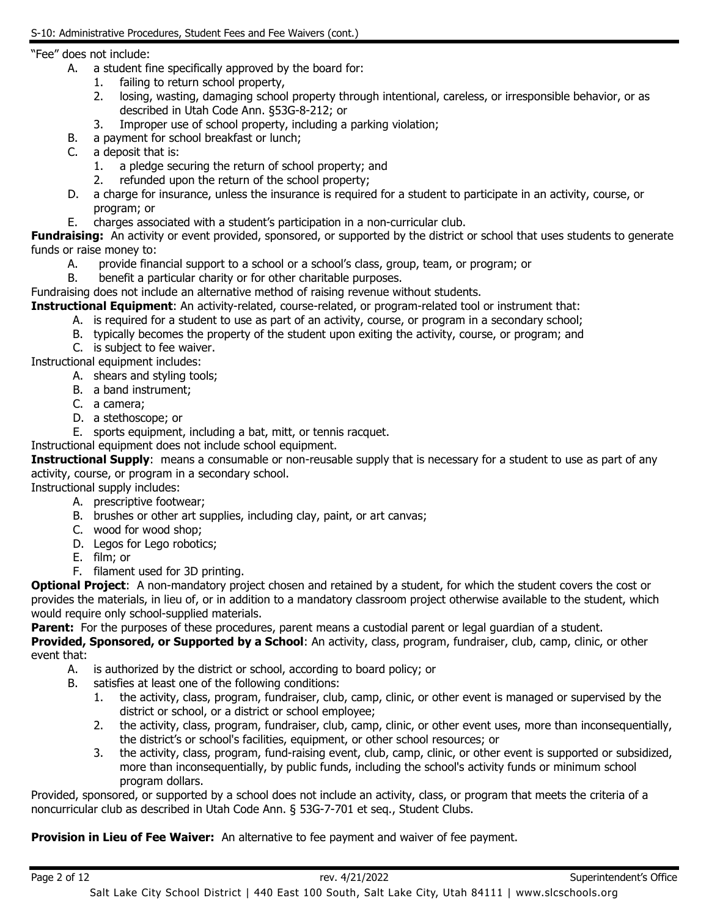"Fee" does not include:

- A. a student fine specifically approved by the board for:
  1. failing to return school property,
  2. losing, wasting, damaging school property through intentional, careless, or irresponsible behavior, or as described in Utah Code Ann. §53G-8-212; or
  3. Improper use of school property, including a parking violation;
- B. a payment for school breakfast or lunch;
- C. a deposit that is:
  1. a pledge securing the return of school property; and
  2. refunded upon the return of the school property;
- D. a charge for insurance, unless the insurance is required for a student to participate in an activity, course, or program; or
- E. charges associated with a student's participation in a non-curricular club.

**Fundraising:** An activity or event provided, sponsored, or supported by the district or school that uses students to generate funds or raise money to:

- A. provide financial support to a school or a school's class, group, team, or program; or
- B. benefit a particular charity or for other charitable purposes.

Fundraising does not include an alternative method of raising revenue without students.

**Instructional Equipment**: An activity-related, course-related, or program-related tool or instrument that:

- A. is required for a student to use as part of an activity, course, or program in a secondary school;
- B. typically becomes the property of the student upon exiting the activity, course, or program; and
- C. is subject to fee waiver.

Instructional equipment includes:

- A. shears and styling tools;
- B. a band instrument;
- C. a camera;
- D. a stethoscope; or
- E. sports equipment, including a bat, mitt, or tennis racquet.

Instructional equipment does not include school equipment.

**Instructional Supply**: means a consumable or non-reusable supply that is necessary for a student to use as part of any activity, course, or program in a secondary school.

Instructional supply includes:

- A. prescriptive footwear;
- B. brushes or other art supplies, including clay, paint, or art canvas;
- C. wood for wood shop;
- D. Legos for Lego robotics;
- E. film; or
- F. filament used for 3D printing.

**Optional Project**: A non-mandatory project chosen and retained by a student, for which the student covers the cost or provides the materials, in lieu of, or in addition to a mandatory classroom project otherwise available to the student, which would require only school-supplied materials.

**Parent:** For the purposes of these procedures, parent means a custodial parent or legal guardian of a student.

**Provided, Sponsored, or Supported by a School**: An activity, class, program, fundraiser, club, camp, clinic, or other event that:

- A. is authorized by the district or school, according to board policy; or
- B. satisfies at least one of the following conditions:
  1. the activity, class, program, fundraiser, club, camp, clinic, or other event is managed or supervised by the district or school, or a district or school employee;
  2. the activity, class, program, fundraiser, club, camp, clinic, or other event uses, more than inconsequentially, the district's or school's facilities, equipment, or other school resources; or
  3. the activity, class, program, fund-raising event, club, camp, clinic, or other event is supported or subsidized, more than inconsequentially, by public funds, including the school's activity funds or minimum school program dollars.

Provided, sponsored, or supported by a school does not include an activity, class, or program that meets the criteria of a noncurricular club as described in Utah Code Ann. § 53G-7-701 et seq., Student Clubs.

**Provision in Lieu of Fee Waiver:** An alternative to fee payment and waiver of fee payment.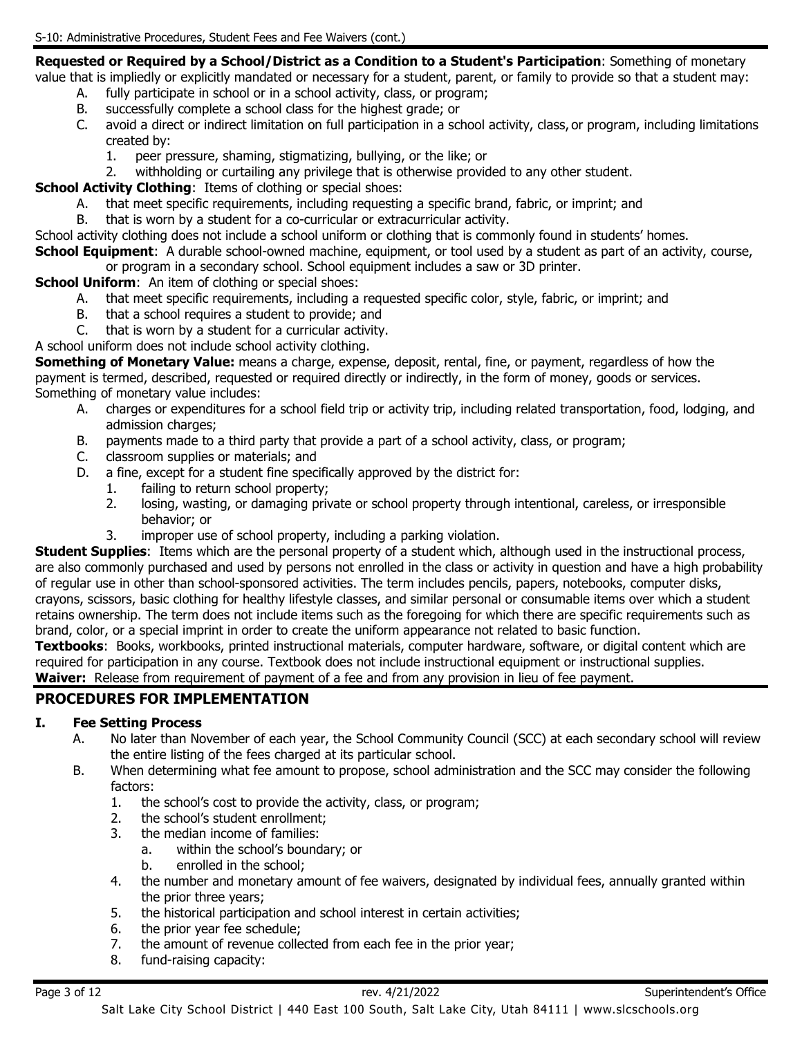**Requested or Required by a School/District as a Condition to a Student's Participation**: Something of monetary value that is impliedly or explicitly mandated or necessary for a student, parent, or family to provide so that a student may:

A. fully participate in school or in a school activity, class, or program;
B. successfully complete a school class for the highest grade; or
C. avoid a direct or indirect limitation on full participation in a school activity, class, or program, including limitations created by:
   1. peer pressure, shaming, stigmatizing, bullying, or the like; or
   2. withholding or curtailing any privilege that is otherwise provided to any other student.

**School Activity Clothing**: Items of clothing or special shoes:

A. that meet specific requirements, including requesting a specific brand, fabric, or imprint; and
B. that is worn by a student for a co-curricular or extracurricular activity.

School activity clothing does not include a school uniform or clothing that is commonly found in students' homes.

**School Equipment**: A durable school-owned machine, equipment, or tool used by a student as part of an activity, course, or program in a secondary school. School equipment includes a saw or 3D printer.

**School Uniform**: An item of clothing or special shoes:

A. that meet specific requirements, including a requested specific color, style, fabric, or imprint; and
B. that a school requires a student to provide; and
C. that is worn by a student for a curricular activity.

A school uniform does not include school activity clothing.

**Something of Monetary Value:** means a charge, expense, deposit, rental, fine, or payment, regardless of how the payment is termed, described, requested or required directly or indirectly, in the form of money, goods or services. Something of monetary value includes:

A. charges or expenditures for a school field trip or activity trip, including related transportation, food, lodging, and admission charges;
B. payments made to a third party that provide a part of a school activity, class, or program;
C. classroom supplies or materials; and
D. a fine, except for a student fine specifically approved by the district for:
   1. failing to return school property;
   2. losing, wasting, or damaging private or school property through intentional, careless, or irresponsible behavior; or
   3. improper use of school property, including a parking violation.

**Student Supplies**: Items which are the personal property of a student which, although used in the instructional process, are also commonly purchased and used by persons not enrolled in the class or activity in question and have a high probability of regular use in other than school-sponsored activities. The term includes pencils, papers, notebooks, computer disks, crayons, scissors, basic clothing for healthy lifestyle classes, and similar personal or consumable items over which a student retains ownership. The term does not include items such as the foregoing for which there are specific requirements such as brand, color, or a special imprint in order to create the uniform appearance not related to basic function.

**Textbooks**: Books, workbooks, printed instructional materials, computer hardware, software, or digital content which are required for participation in any course. Textbook does not include instructional equipment or instructional supplies.

**Waiver:** Release from requirement of payment of a fee and from any provision in lieu of fee payment.

## PROCEDURES FOR IMPLEMENTATION

### I. Fee Setting Process

A. No later than November of each year, the School Community Council (SCC) at each secondary school will review the entire listing of the fees charged at its particular school.
B. When determining what fee amount to propose, school administration and the SCC may consider the following factors:
   1. the school's cost to provide the activity, class, or program;
   2. the school's student enrollment;
   3. the median income of families:
      a. within the school's boundary; or
      b. enrolled in the school;
   4. the number and monetary amount of fee waivers, designated by individual fees, annually granted within the prior three years;
   5. the historical participation and school interest in certain activities;
   6. the prior year fee schedule;
   7. the amount of revenue collected from each fee in the prior year;
   8. fund-raising capacity: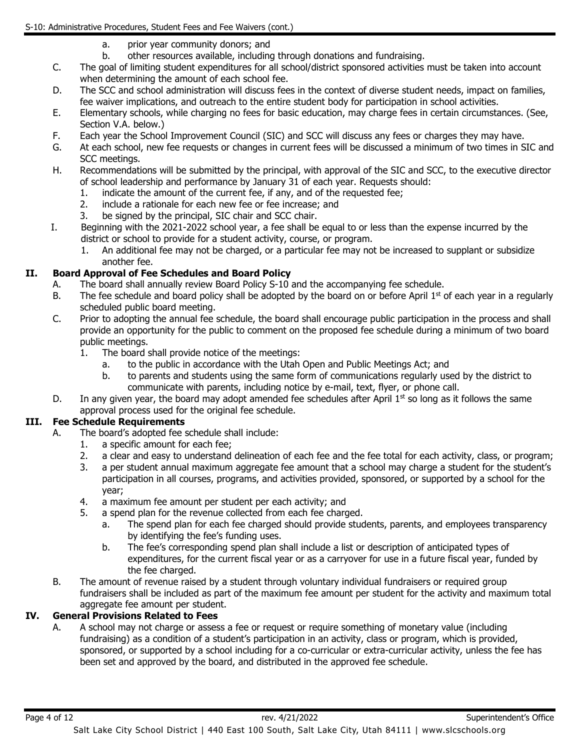a. prior year community donors; and
b. other resources available, including through donations and fundraising.

C. The goal of limiting student expenditures for all school/district sponsored activities must be taken into account when determining the amount of each school fee.

D. The SCC and school administration will discuss fees in the context of diverse student needs, impact on families, fee waiver implications, and outreach to the entire student body for participation in school activities.

E. Elementary schools, while charging no fees for basic education, may charge fees in certain circumstances. (See, Section V.A. below.)

F. Each year the School Improvement Council (SIC) and SCC will discuss any fees or charges they may have.

G. At each school, new fee requests or changes in current fees will be discussed a minimum of two times in SIC and SCC meetings.

H. Recommendations will be submitted by the principal, with approval of the SIC and SCC, to the executive director of school leadership and performance by January 31 of each year. Requests should:
1. indicate the amount of the current fee, if any, and of the requested fee;
2. include a rationale for each new fee or fee increase; and
3. be signed by the principal, SIC chair and SCC chair.

I. Beginning with the 2021-2022 school year, a fee shall be equal to or less than the expense incurred by the district or school to provide for a student activity, course, or program.
1. An additional fee may not be charged, or a particular fee may not be increased to supplant or subsidize another fee.

## II. Board Approval of Fee Schedules and Board Policy

A. The board shall annually review Board Policy S-10 and the accompanying fee schedule.

B. The fee schedule and board policy shall be adopted by the board on or before April 1st of each year in a regularly scheduled public board meeting.

C. Prior to adopting the annual fee schedule, the board shall encourage public participation in the process and shall provide an opportunity for the public to comment on the proposed fee schedule during a minimum of two board public meetings.
1. The board shall provide notice of the meetings:
   a. to the public in accordance with the Utah Open and Public Meetings Act; and
   b. to parents and students using the same form of communications regularly used by the district to communicate with parents, including notice by e-mail, text, flyer, or phone call.

D. In any given year, the board may adopt amended fee schedules after April 1st so long as it follows the same approval process used for the original fee schedule.

## III. Fee Schedule Requirements

A. The board's adopted fee schedule shall include:
1. a specific amount for each fee;
2. a clear and easy to understand delineation of each fee and the fee total for each activity, class, or program;
3. a per student annual maximum aggregate fee amount that a school may charge a student for the student's participation in all courses, programs, and activities provided, sponsored, or supported by a school for the year;
4. a maximum fee amount per student per each activity; and
5. a spend plan for the revenue collected from each fee charged.
   a. The spend plan for each fee charged should provide students, parents, and employees transparency by identifying the fee's funding uses.
   b. The fee's corresponding spend plan shall include a list or description of anticipated types of expenditures, for the current fiscal year or as a carryover for use in a future fiscal year, funded by the fee charged.

B. The amount of revenue raised by a student through voluntary individual fundraisers or required group fundraisers shall be included as part of the maximum fee amount per student for the activity and maximum total aggregate fee amount per student.

## IV. General Provisions Related to Fees

A. A school may not charge or assess a fee or request or require something of monetary value (including fundraising) as a condition of a student's participation in an activity, class or program, which is provided, sponsored, or supported by a school including for a co-curricular or extra-curricular activity, unless the fee has been set and approved by the board, and distributed in the approved fee schedule.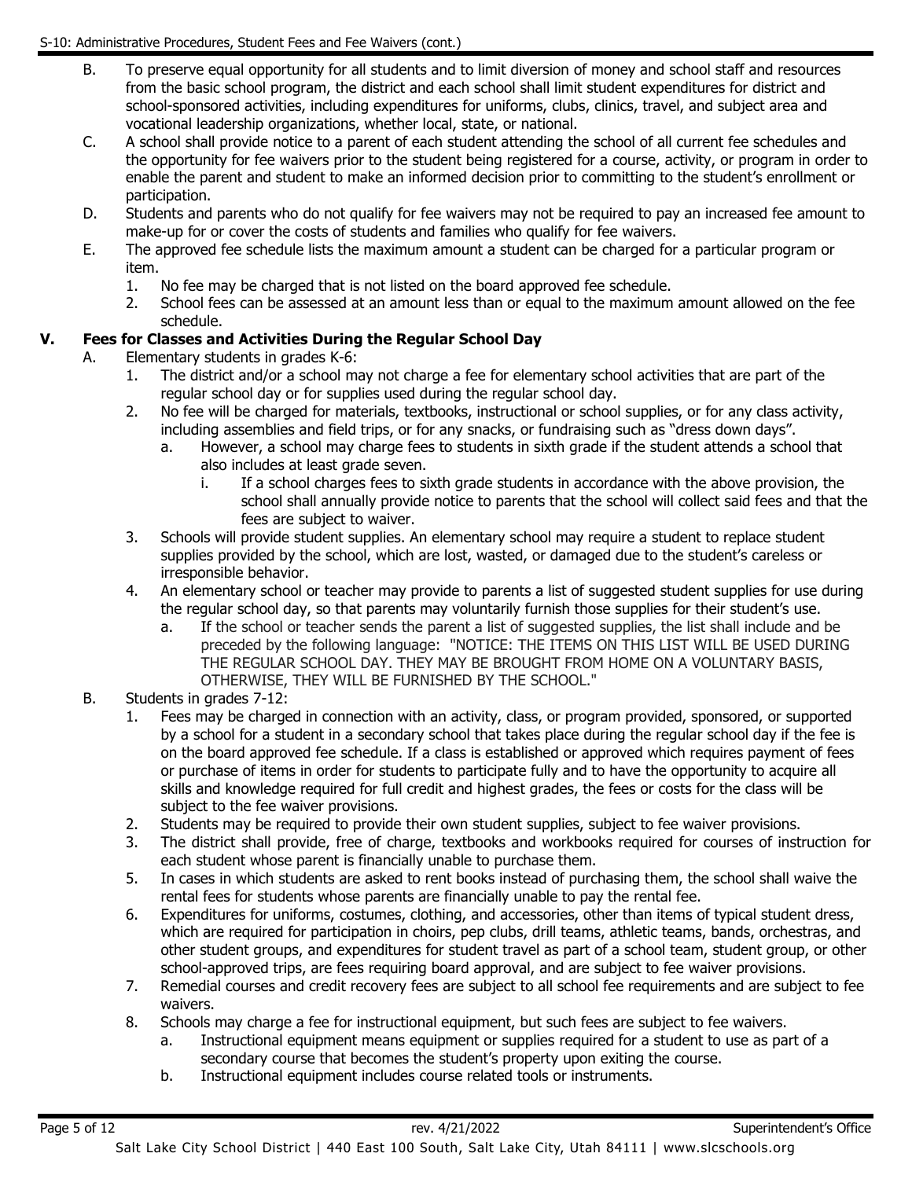B. To preserve equal opportunity for all students and to limit diversion of money and school staff and resources from the basic school program, the district and each school shall limit student expenditures for district and school-sponsored activities, including expenditures for uniforms, clubs, clinics, travel, and subject area and vocational leadership organizations, whether local, state, or national.

C. A school shall provide notice to a parent of each student attending the school of all current fee schedules and the opportunity for fee waivers prior to the student being registered for a course, activity, or program in order to enable the parent and student to make an informed decision prior to committing to the student's enrollment or participation.

D. Students and parents who do not qualify for fee waivers may not be required to pay an increased fee amount to make-up for or cover the costs of students and families who qualify for fee waivers.

E. The approved fee schedule lists the maximum amount a student can be charged for a particular program or item.
   1. No fee may be charged that is not listed on the board approved fee schedule.
   2. School fees can be assessed at an amount less than or equal to the maximum amount allowed on the fee schedule.

## V. Fees for Classes and Activities During the Regular School Day

A. Elementary students in grades K-6:
   1. The district and/or a school may not charge a fee for elementary school activities that are part of the regular school day or for supplies used during the regular school day.
   2. No fee will be charged for materials, textbooks, instructional or school supplies, or for any class activity, including assemblies and field trips, or for any snacks, or fundraising such as "dress down days".
      a. However, a school may charge fees to students in sixth grade if the student attends a school that also includes at least grade seven.
         i. If a school charges fees to sixth grade students in accordance with the above provision, the school shall annually provide notice to parents that the school will collect said fees and that the fees are subject to waiver.
   3. Schools will provide student supplies. An elementary school may require a student to replace student supplies provided by the school, which are lost, wasted, or damaged due to the student's careless or irresponsible behavior.
   4. An elementary school or teacher may provide to parents a list of suggested student supplies for use during the regular school day, so that parents may voluntarily furnish those supplies for their student's use.
      a. If the school or teacher sends the parent a list of suggested supplies, the list shall include and be preceded by the following language: "NOTICE: THE ITEMS ON THIS LIST WILL BE USED DURING THE REGULAR SCHOOL DAY. THEY MAY BE BROUGHT FROM HOME ON A VOLUNTARY BASIS, OTHERWISE, THEY WILL BE FURNISHED BY THE SCHOOL."

B. Students in grades 7-12:
   1. Fees may be charged in connection with an activity, class, or program provided, sponsored, or supported by a school for a student in a secondary school that takes place during the regular school day if the fee is on the board approved fee schedule. If a class is established or approved which requires payment of fees or purchase of items in order for students to participate fully and to have the opportunity to acquire all skills and knowledge required for full credit and highest grades, the fees or costs for the class will be subject to the fee waiver provisions.
   2. Students may be required to provide their own student supplies, subject to fee waiver provisions.
   3. The district shall provide, free of charge, textbooks and workbooks required for courses of instruction for each student whose parent is financially unable to purchase them.
   5. In cases in which students are asked to rent books instead of purchasing them, the school shall waive the rental fees for students whose parents are financially unable to pay the rental fee.
   6. Expenditures for uniforms, costumes, clothing, and accessories, other than items of typical student dress, which are required for participation in choirs, pep clubs, drill teams, athletic teams, bands, orchestras, and other student groups, and expenditures for student travel as part of a school team, student group, or other school-approved trips, are fees requiring board approval, and are subject to fee waiver provisions.
   7. Remedial courses and credit recovery fees are subject to all school fee requirements and are subject to fee waivers.
   8. Schools may charge a fee for instructional equipment, but such fees are subject to fee waivers.
      a. Instructional equipment means equipment or supplies required for a student to use as part of a secondary course that becomes the student's property upon exiting the course.
      b. Instructional equipment includes course related tools or instruments.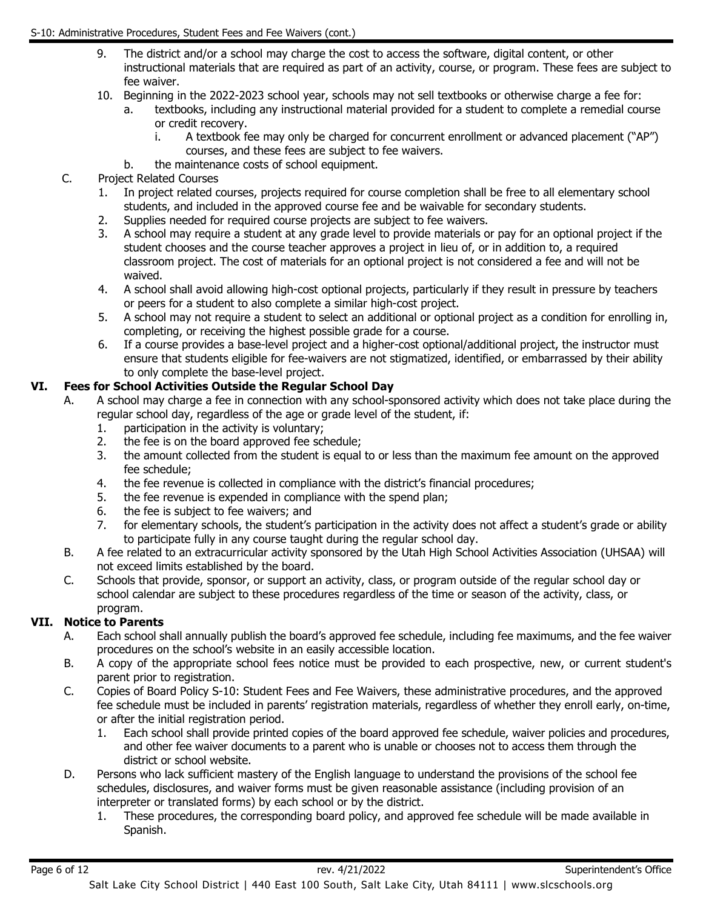9. The district and/or a school may charge the cost to access the software, digital content, or other instructional materials that are required as part of an activity, course, or program. These fees are subject to fee waiver.
10. Beginning in the 2022-2023 school year, schools may not sell textbooks or otherwise charge a fee for:
    a. textbooks, including any instructional material provided for a student to complete a remedial course or credit recovery.
        i. A textbook fee may only be charged for concurrent enrollment or advanced placement ("AP") courses, and these fees are subject to fee waivers.
    b. the maintenance costs of school equipment.

C. Project Related Courses
1. In project related courses, projects required for course completion shall be free to all elementary school students, and included in the approved course fee and be waivable for secondary students.
2. Supplies needed for required course projects are subject to fee waivers.
3. A school may require a student at any grade level to provide materials or pay for an optional project if the student chooses and the course teacher approves a project in lieu of, or in addition to, a required classroom project. The cost of materials for an optional project is not considered a fee and will not be waived.
4. A school shall avoid allowing high-cost optional projects, particularly if they result in pressure by teachers or peers for a student to also complete a similar high-cost project.
5. A school may not require a student to select an additional or optional project as a condition for enrolling in, completing, or receiving the highest possible grade for a course.
6. If a course provides a base-level project and a higher-cost optional/additional project, the instructor must ensure that students eligible for fee-waivers are not stigmatized, identified, or embarrassed by their ability to only complete the base-level project.

## VI. Fees for School Activities Outside the Regular School Day

A. A school may charge a fee in connection with any school-sponsored activity which does not take place during the regular school day, regardless of the age or grade level of the student, if:
1. participation in the activity is voluntary;
2. the fee is on the board approved fee schedule;
3. the amount collected from the student is equal to or less than the maximum fee amount on the approved fee schedule;
4. the fee revenue is collected in compliance with the district's financial procedures;
5. the fee revenue is expended in compliance with the spend plan;
6. the fee is subject to fee waivers; and
7. for elementary schools, the student's participation in the activity does not affect a student's grade or ability to participate fully in any course taught during the regular school day.

B. A fee related to an extracurricular activity sponsored by the Utah High School Activities Association (UHSAA) will not exceed limits established by the board.

C. Schools that provide, sponsor, or support an activity, class, or program outside of the regular school day or school calendar are subject to these procedures regardless of the time or season of the activity, class, or program.

## VII. Notice to Parents

A. Each school shall annually publish the board's approved fee schedule, including fee maximums, and the fee waiver procedures on the school's website in an easily accessible location.

B. A copy of the appropriate school fees notice must be provided to each prospective, new, or current student's parent prior to registration.

C. Copies of Board Policy S-10: Student Fees and Fee Waivers, these administrative procedures, and the approved fee schedule must be included in parents' registration materials, regardless of whether they enroll early, on-time, or after the initial registration period.
1. Each school shall provide printed copies of the board approved fee schedule, waiver policies and procedures, and other fee waiver documents to a parent who is unable or chooses not to access them through the district or school website.

D. Persons who lack sufficient mastery of the English language to understand the provisions of the school fee schedules, disclosures, and waiver forms must be given reasonable assistance (including provision of an interpreter or translated forms) by each school or by the district.
1. These procedures, the corresponding board policy, and approved fee schedule will be made available in Spanish.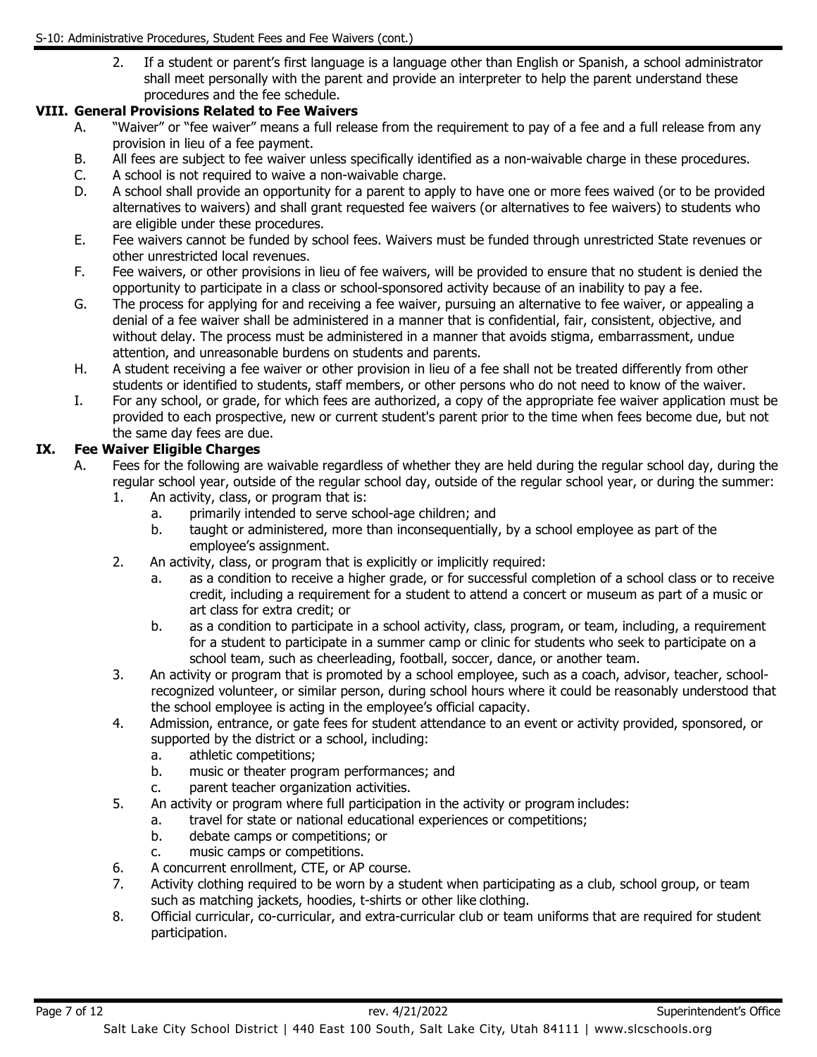2. If a student or parent's first language is a language other than English or Spanish, a school administrator shall meet personally with the parent and provide an interpreter to help the parent understand these procedures and the fee schedule.

## VIII. General Provisions Related to Fee Waivers

A. "Waiver" or "fee waiver" means a full release from the requirement to pay of a fee and a full release from any provision in lieu of a fee payment.

B. All fees are subject to fee waiver unless specifically identified as a non-waivable charge in these procedures.

C. A school is not required to waive a non-waivable charge.

D. A school shall provide an opportunity for a parent to apply to have one or more fees waived (or to be provided alternatives to waivers) and shall grant requested fee waivers (or alternatives to fee waivers) to students who are eligible under these procedures.

E. Fee waivers cannot be funded by school fees. Waivers must be funded through unrestricted State revenues or other unrestricted local revenues.

F. Fee waivers, or other provisions in lieu of fee waivers, will be provided to ensure that no student is denied the opportunity to participate in a class or school-sponsored activity because of an inability to pay a fee.

G. The process for applying for and receiving a fee waiver, pursuing an alternative to fee waiver, or appealing a denial of a fee waiver shall be administered in a manner that is confidential, fair, consistent, objective, and without delay. The process must be administered in a manner that avoids stigma, embarrassment, undue attention, and unreasonable burdens on students and parents.

H. A student receiving a fee waiver or other provision in lieu of a fee shall not be treated differently from other students or identified to students, staff members, or other persons who do not need to know of the waiver.

I. For any school, or grade, for which fees are authorized, a copy of the appropriate fee waiver application must be provided to each prospective, new or current student's parent prior to the time when fees become due, but not the same day fees are due.

## IX. Fee Waiver Eligible Charges

A. Fees for the following are waivable regardless of whether they are held during the regular school day, during the regular school year, outside of the regular school day, outside of the regular school year, or during the summer:

1. An activity, class, or program that is:
   a. primarily intended to serve school-age children; and
   b. taught or administered, more than inconsequentially, by a school employee as part of the employee's assignment.
2. An activity, class, or program that is explicitly or implicitly required:
   a. as a condition to receive a higher grade, or for successful completion of a school class or to receive credit, including a requirement for a student to attend a concert or museum as part of a music or art class for extra credit; or
   b. as a condition to participate in a school activity, class, program, or team, including, a requirement for a student to participate in a summer camp or clinic for students who seek to participate on a school team, such as cheerleading, football, soccer, dance, or another team.
3. An activity or program that is promoted by a school employee, such as a coach, advisor, teacher, school-recognized volunteer, or similar person, during school hours where it could be reasonably understood that the school employee is acting in the employee's official capacity.
4. Admission, entrance, or gate fees for student attendance to an event or activity provided, sponsored, or supported by the district or a school, including:
   a. athletic competitions;
   b. music or theater program performances; and
   c. parent teacher organization activities.
5. An activity or program where full participation in the activity or program includes:
   a. travel for state or national educational experiences or competitions;
   b. debate camps or competitions; or
   c. music camps or competitions.
6. A concurrent enrollment, CTE, or AP course.
7. Activity clothing required to be worn by a student when participating as a club, school group, or team such as matching jackets, hoodies, t-shirts or other like clothing.
8. Official curricular, co-curricular, and extra-curricular club or team uniforms that are required for student participation.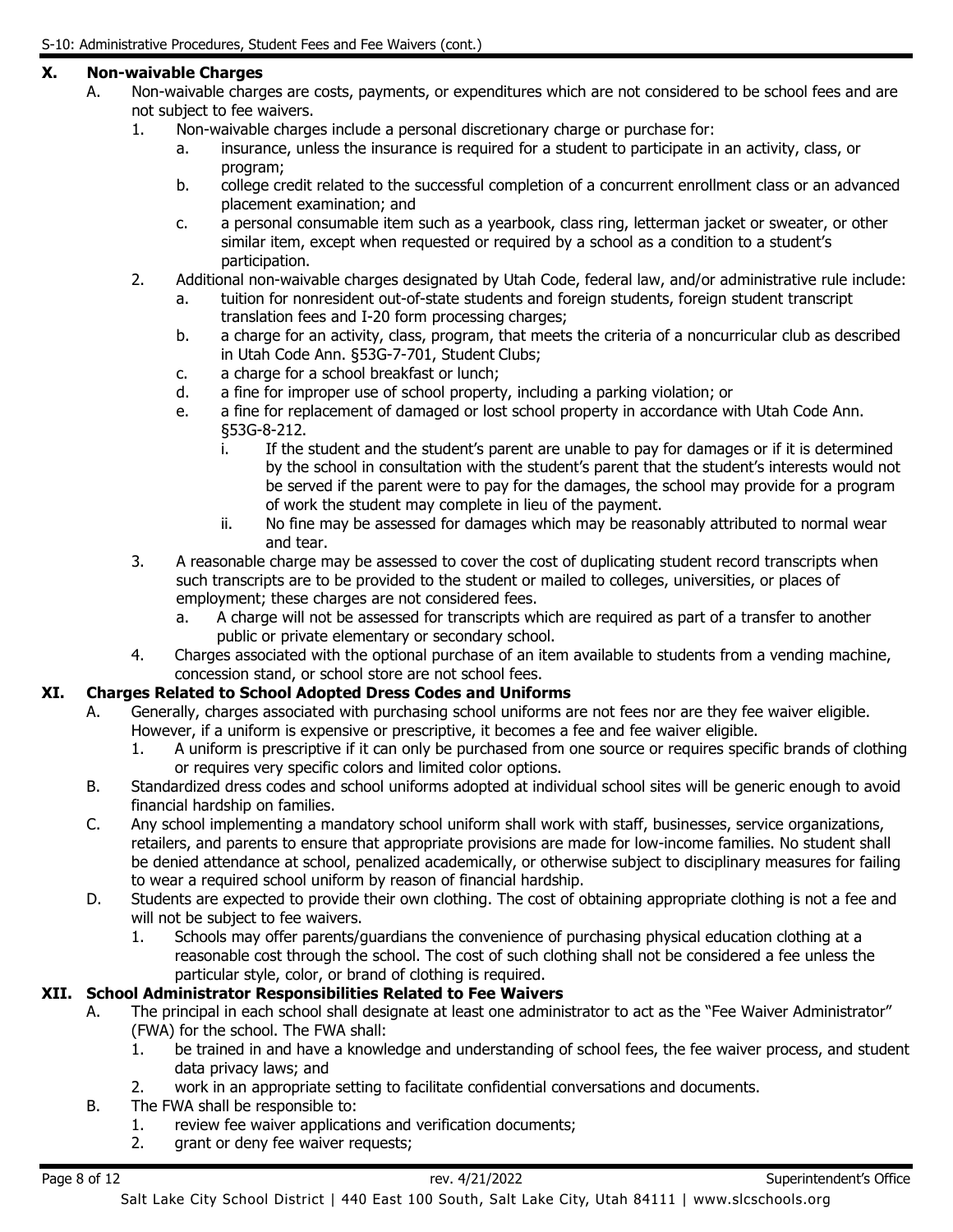## X. Non-waivable Charges

A. Non-waivable charges are costs, payments, or expenditures which are not considered to be school fees and are not subject to fee waivers.

1. Non-waivable charges include a personal discretionary charge or purchase for:
   a. insurance, unless the insurance is required for a student to participate in an activity, class, or program;
   b. college credit related to the successful completion of a concurrent enrollment class or an advanced placement examination; and
   c. a personal consumable item such as a yearbook, class ring, letterman jacket or sweater, or other similar item, except when requested or required by a school as a condition to a student's participation.
2. Additional non-waivable charges designated by Utah Code, federal law, and/or administrative rule include:
   a. tuition for nonresident out-of-state students and foreign students, foreign student transcript translation fees and I-20 form processing charges;
   b. a charge for an activity, class, program, that meets the criteria of a noncurricular club as described in Utah Code Ann. §53G-7-701, Student Clubs;
   c. a charge for a school breakfast or lunch;
   d. a fine for improper use of school property, including a parking violation; or
   e. a fine for replacement of damaged or lost school property in accordance with Utah Code Ann. §53G-8-212.
      i. If the student and the student's parent are unable to pay for damages or if it is determined by the school in consultation with the student's parent that the student's interests would not be served if the parent were to pay for the damages, the school may provide for a program of work the student may complete in lieu of the payment.
      ii. No fine may be assessed for damages which may be reasonably attributed to normal wear and tear.
3. A reasonable charge may be assessed to cover the cost of duplicating student record transcripts when such transcripts are to be provided to the student or mailed to colleges, universities, or places of employment; these charges are not considered fees.
   a. A charge will not be assessed for transcripts which are required as part of a transfer to another public or private elementary or secondary school.
4. Charges associated with the optional purchase of an item available to students from a vending machine, concession stand, or school store are not school fees.

## XI. Charges Related to School Adopted Dress Codes and Uniforms

A. Generally, charges associated with purchasing school uniforms are not fees nor are they fee waiver eligible. However, if a uniform is expensive or prescriptive, it becomes a fee and fee waiver eligible.
   1. A uniform is prescriptive if it can only be purchased from one source or requires specific brands of clothing or requires very specific colors and limited color options.

B. Standardized dress codes and school uniforms adopted at individual school sites will be generic enough to avoid financial hardship on families.

C. Any school implementing a mandatory school uniform shall work with staff, businesses, service organizations, retailers, and parents to ensure that appropriate provisions are made for low-income families. No student shall be denied attendance at school, penalized academically, or otherwise subject to disciplinary measures for failing to wear a required school uniform by reason of financial hardship.

D. Students are expected to provide their own clothing. The cost of obtaining appropriate clothing is not a fee and will not be subject to fee waivers.
   1. Schools may offer parents/guardians the convenience of purchasing physical education clothing at a reasonable cost through the school. The cost of such clothing shall not be considered a fee unless the particular style, color, or brand of clothing is required.

## XII. School Administrator Responsibilities Related to Fee Waivers

A. The principal in each school shall designate at least one administrator to act as the "Fee Waiver Administrator" (FWA) for the school. The FWA shall:
   1. be trained in and have a knowledge and understanding of school fees, the fee waiver process, and student data privacy laws; and
   2. work in an appropriate setting to facilitate confidential conversations and documents.

B. The FWA shall be responsible to:
   1. review fee waiver applications and verification documents;
   2. grant or deny fee waiver requests;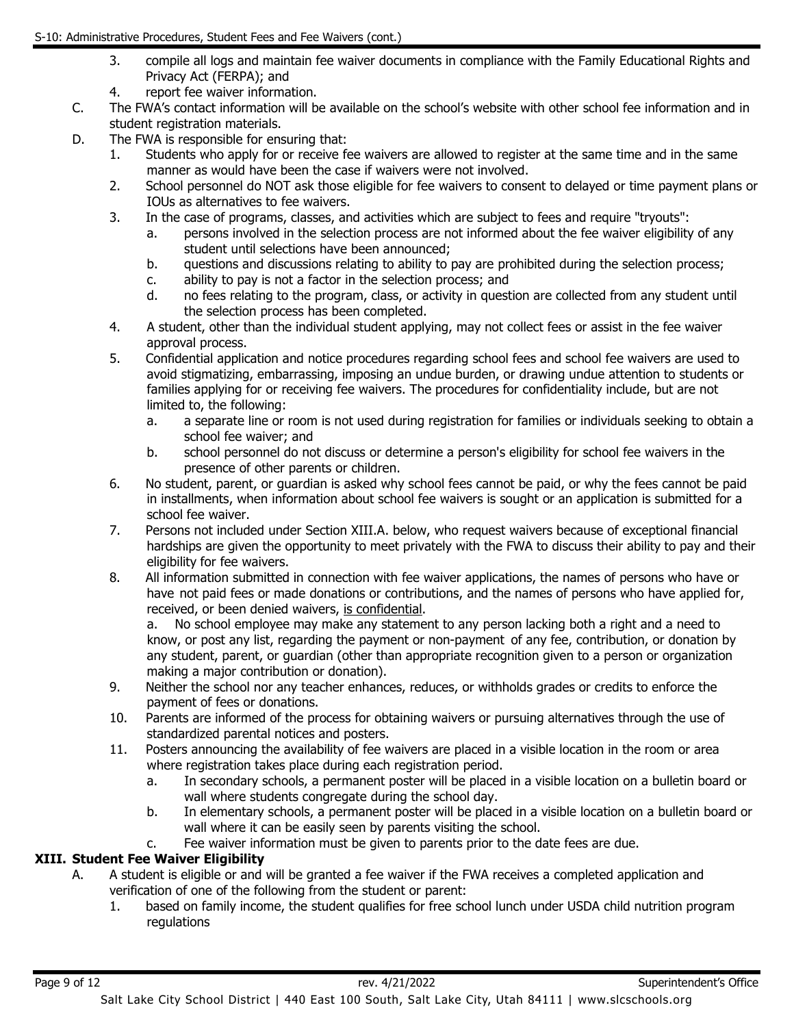3. compile all logs and maintain fee waiver documents in compliance with the Family Educational Rights and Privacy Act (FERPA); and
4. report fee waiver information.

C. The FWA's contact information will be available on the school's website with other school fee information and in student registration materials.

D. The FWA is responsible for ensuring that:

1. Students who apply for or receive fee waivers are allowed to register at the same time and in the same manner as would have been the case if waivers were not involved.
2. School personnel do NOT ask those eligible for fee waivers to consent to delayed or time payment plans or IOUs as alternatives to fee waivers.
3. In the case of programs, classes, and activities which are subject to fees and require "tryouts":
   a. persons involved in the selection process are not informed about the fee waiver eligibility of any student until selections have been announced;
   b. questions and discussions relating to ability to pay are prohibited during the selection process;
   c. ability to pay is not a factor in the selection process; and
   d. no fees relating to the program, class, or activity in question are collected from any student until the selection process has been completed.
4. A student, other than the individual student applying, may not collect fees or assist in the fee waiver approval process.
5. Confidential application and notice procedures regarding school fees and school fee waivers are used to avoid stigmatizing, embarrassing, imposing an undue burden, or drawing undue attention to students or families applying for or receiving fee waivers. The procedures for confidentiality include, but are not limited to, the following:
   a. a separate line or room is not used during registration for families or individuals seeking to obtain a school fee waiver; and
   b. school personnel do not discuss or determine a person's eligibility for school fee waivers in the presence of other parents or children.
6. No student, parent, or guardian is asked why school fees cannot be paid, or why the fees cannot be paid in installments, when information about school fee waivers is sought or an application is submitted for a school fee waiver.
7. Persons not included under Section XIII.A. below, who request waivers because of exceptional financial hardships are given the opportunity to meet privately with the FWA to discuss their ability to pay and their eligibility for fee waivers.
8. All information submitted in connection with fee waiver applications, the names of persons who have or have not paid fees or made donations or contributions, and the names of persons who have applied for, received, or been denied waivers, <u>is confidential</u>.
   a. No school employee may make any statement to any person lacking both a right and a need to know, or post any list, regarding the payment or non-payment of any fee, contribution, or donation by any student, parent, or guardian (other than appropriate recognition given to a person or organization making a major contribution or donation).
9. Neither the school nor any teacher enhances, reduces, or withholds grades or credits to enforce the payment of fees or donations.
10. Parents are informed of the process for obtaining waivers or pursuing alternatives through the use of standardized parental notices and posters.
11. Posters announcing the availability of fee waivers are placed in a visible location in the room or area where registration takes place during each registration period.
    a. In secondary schools, a permanent poster will be placed in a visible location on a bulletin board or wall where students congregate during the school day.
    b. In elementary schools, a permanent poster will be placed in a visible location on a bulletin board or wall where it can be easily seen by parents visiting the school.
    c. Fee waiver information must be given to parents prior to the date fees are due.

## XIII. Student Fee Waiver Eligibility

A. A student is eligible or and will be granted a fee waiver if the FWA receives a completed application and verification of one of the following from the student or parent:

1. based on family income, the student qualifies for free school lunch under USDA child nutrition program regulations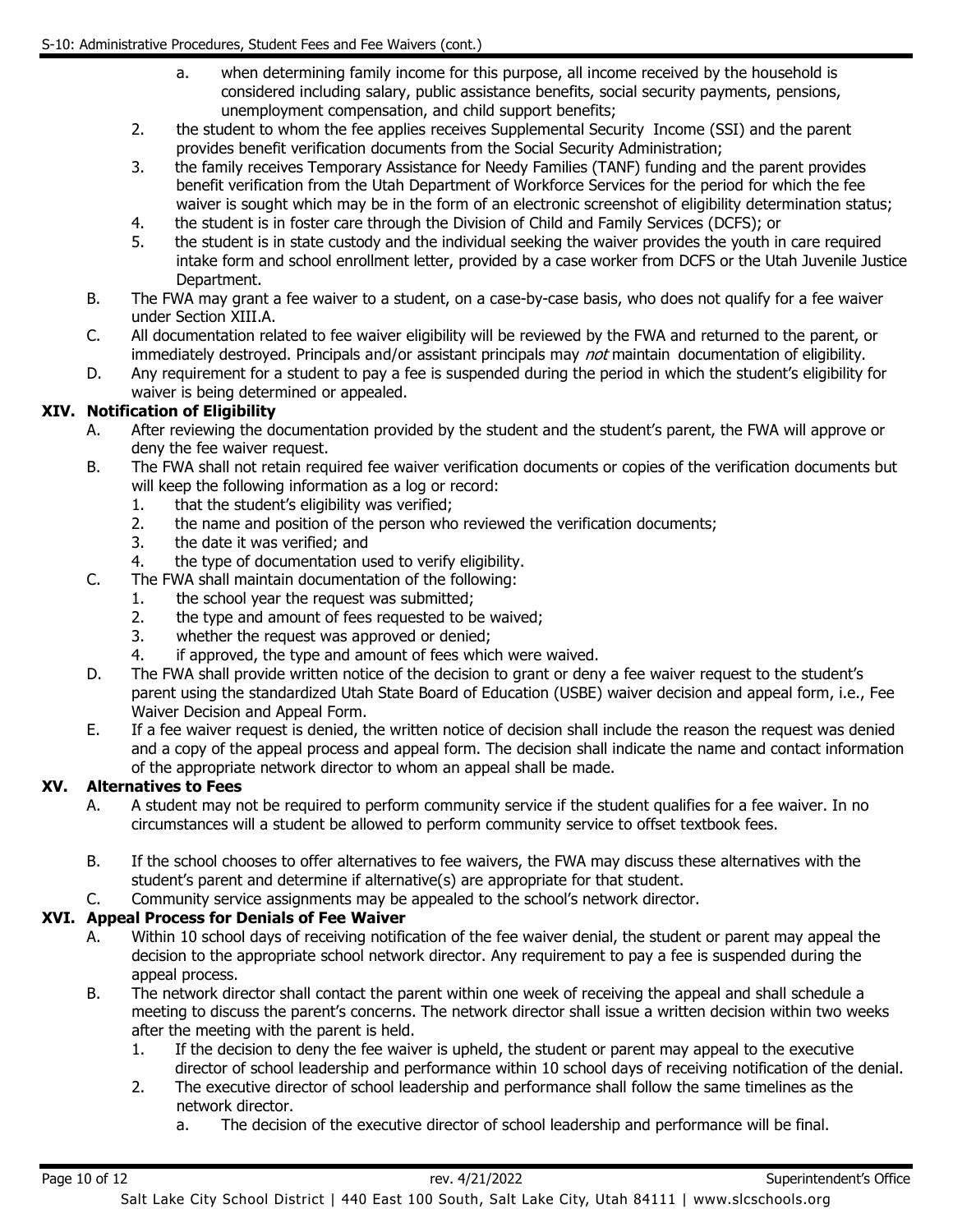a. when determining family income for this purpose, all income received by the household is considered including salary, public assistance benefits, social security payments, pensions, unemployment compensation, and child support benefits;

2. the student to whom the fee applies receives Supplemental Security Income (SSI) and the parent provides benefit verification documents from the Social Security Administration;
3. the family receives Temporary Assistance for Needy Families (TANF) funding and the parent provides benefit verification from the Utah Department of Workforce Services for the period for which the fee waiver is sought which may be in the form of an electronic screenshot of eligibility determination status;
4. the student is in foster care through the Division of Child and Family Services (DCFS); or
5. the student is in state custody and the individual seeking the waiver provides the youth in care required intake form and school enrollment letter, provided by a case worker from DCFS or the Utah Juvenile Justice Department.

B. The FWA may grant a fee waiver to a student, on a case-by-case basis, who does not qualify for a fee waiver under Section XIII.A.

C. All documentation related to fee waiver eligibility will be reviewed by the FWA and returned to the parent, or immediately destroyed. Principals and/or assistant principals may *not* maintain documentation of eligibility.

D. Any requirement for a student to pay a fee is suspended during the period in which the student's eligibility for waiver is being determined or appealed.

## XIV. Notification of Eligibility

A. After reviewing the documentation provided by the student and the student's parent, the FWA will approve or deny the fee waiver request.

B. The FWA shall not retain required fee waiver verification documents or copies of the verification documents but will keep the following information as a log or record:

1. that the student's eligibility was verified;
2. the name and position of the person who reviewed the verification documents;
3. the date it was verified; and
4. the type of documentation used to verify eligibility.

C. The FWA shall maintain documentation of the following:

1. the school year the request was submitted;
2. the type and amount of fees requested to be waived;
3. whether the request was approved or denied;
4. if approved, the type and amount of fees which were waived.

D. The FWA shall provide written notice of the decision to grant or deny a fee waiver request to the student's parent using the standardized Utah State Board of Education (USBE) waiver decision and appeal form, i.e., Fee Waiver Decision and Appeal Form.

E. If a fee waiver request is denied, the written notice of decision shall include the reason the request was denied and a copy of the appeal process and appeal form. The decision shall indicate the name and contact information of the appropriate network director to whom an appeal shall be made.

## XV. Alternatives to Fees

A. A student may not be required to perform community service if the student qualifies for a fee waiver. In no circumstances will a student be allowed to perform community service to offset textbook fees.

B. If the school chooses to offer alternatives to fee waivers, the FWA may discuss these alternatives with the student's parent and determine if alternative(s) are appropriate for that student.

C. Community service assignments may be appealed to the school's network director.

## XVI. Appeal Process for Denials of Fee Waiver

A. Within 10 school days of receiving notification of the fee waiver denial, the student or parent may appeal the decision to the appropriate school network director. Any requirement to pay a fee is suspended during the appeal process.

B. The network director shall contact the parent within one week of receiving the appeal and shall schedule a meeting to discuss the parent's concerns. The network director shall issue a written decision within two weeks after the meeting with the parent is held.

1. If the decision to deny the fee waiver is upheld, the student or parent may appeal to the executive director of school leadership and performance within 10 school days of receiving notification of the denial.
2. The executive director of school leadership and performance shall follow the same timelines as the network director.
   a. The decision of the executive director of school leadership and performance will be final.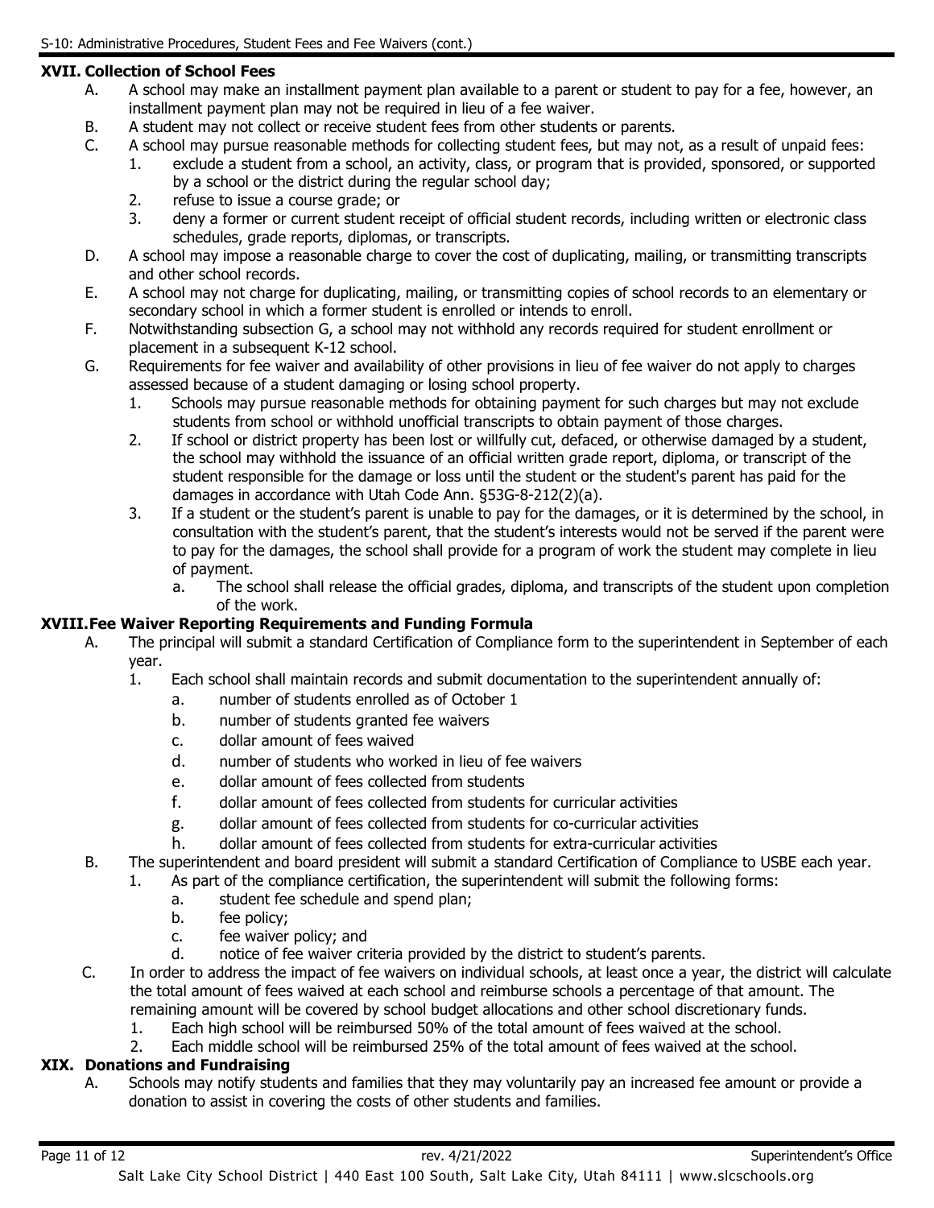## XVII. Collection of School Fees

A. A school may make an installment payment plan available to a parent or student to pay for a fee, however, an installment payment plan may not be required in lieu of a fee waiver.

B. A student may not collect or receive student fees from other students or parents.

C. A school may pursue reasonable methods for collecting student fees, but may not, as a result of unpaid fees:

1. exclude a student from a school, an activity, class, or program that is provided, sponsored, or supported by a school or the district during the regular school day;
2. refuse to issue a course grade; or
3. deny a former or current student receipt of official student records, including written or electronic class schedules, grade reports, diplomas, or transcripts.

D. A school may impose a reasonable charge to cover the cost of duplicating, mailing, or transmitting transcripts and other school records.

E. A school may not charge for duplicating, mailing, or transmitting copies of school records to an elementary or secondary school in which a former student is enrolled or intends to enroll.

F. Notwithstanding subsection G, a school may not withhold any records required for student enrollment or placement in a subsequent K-12 school.

G. Requirements for fee waiver and availability of other provisions in lieu of fee waiver do not apply to charges assessed because of a student damaging or losing school property.

1. Schools may pursue reasonable methods for obtaining payment for such charges but may not exclude students from school or withhold unofficial transcripts to obtain payment of those charges.
2. If school or district property has been lost or willfully cut, defaced, or otherwise damaged by a student, the school may withhold the issuance of an official written grade report, diploma, or transcript of the student responsible for the damage or loss until the student or the student's parent has paid for the damages in accordance with Utah Code Ann. §53G-8-212(2)(a).
3. If a student or the student's parent is unable to pay for the damages, or it is determined by the school, in consultation with the student's parent, that the student's interests would not be served if the parent were to pay for the damages, the school shall provide for a program of work the student may complete in lieu of payment.
   a. The school shall release the official grades, diploma, and transcripts of the student upon completion of the work.

## XVIII. Fee Waiver Reporting Requirements and Funding Formula

A. The principal will submit a standard Certification of Compliance form to the superintendent in September of each year.

1. Each school shall maintain records and submit documentation to the superintendent annually of:
   a. number of students enrolled as of October 1
   b. number of students granted fee waivers
   c. dollar amount of fees waived
   d. number of students who worked in lieu of fee waivers
   e. dollar amount of fees collected from students
   f. dollar amount of fees collected from students for curricular activities
   g. dollar amount of fees collected from students for co-curricular activities
   h. dollar amount of fees collected from students for extra-curricular activities

B. The superintendent and board president will submit a standard Certification of Compliance to USBE each year.

1. As part of the compliance certification, the superintendent will submit the following forms:
   a. student fee schedule and spend plan;
   b. fee policy;
   c. fee waiver policy; and
   d. notice of fee waiver criteria provided by the district to student's parents.

C. In order to address the impact of fee waivers on individual schools, at least once a year, the district will calculate the total amount of fees waived at each school and reimburse schools a percentage of that amount. The remaining amount will be covered by school budget allocations and other school discretionary funds.

1. Each high school will be reimbursed 50% of the total amount of fees waived at the school.
2. Each middle school will be reimbursed 25% of the total amount of fees waived at the school.

## XIX. Donations and Fundraising

A. Schools may notify students and families that they may voluntarily pay an increased fee amount or provide a donation to assist in covering the costs of other students and families.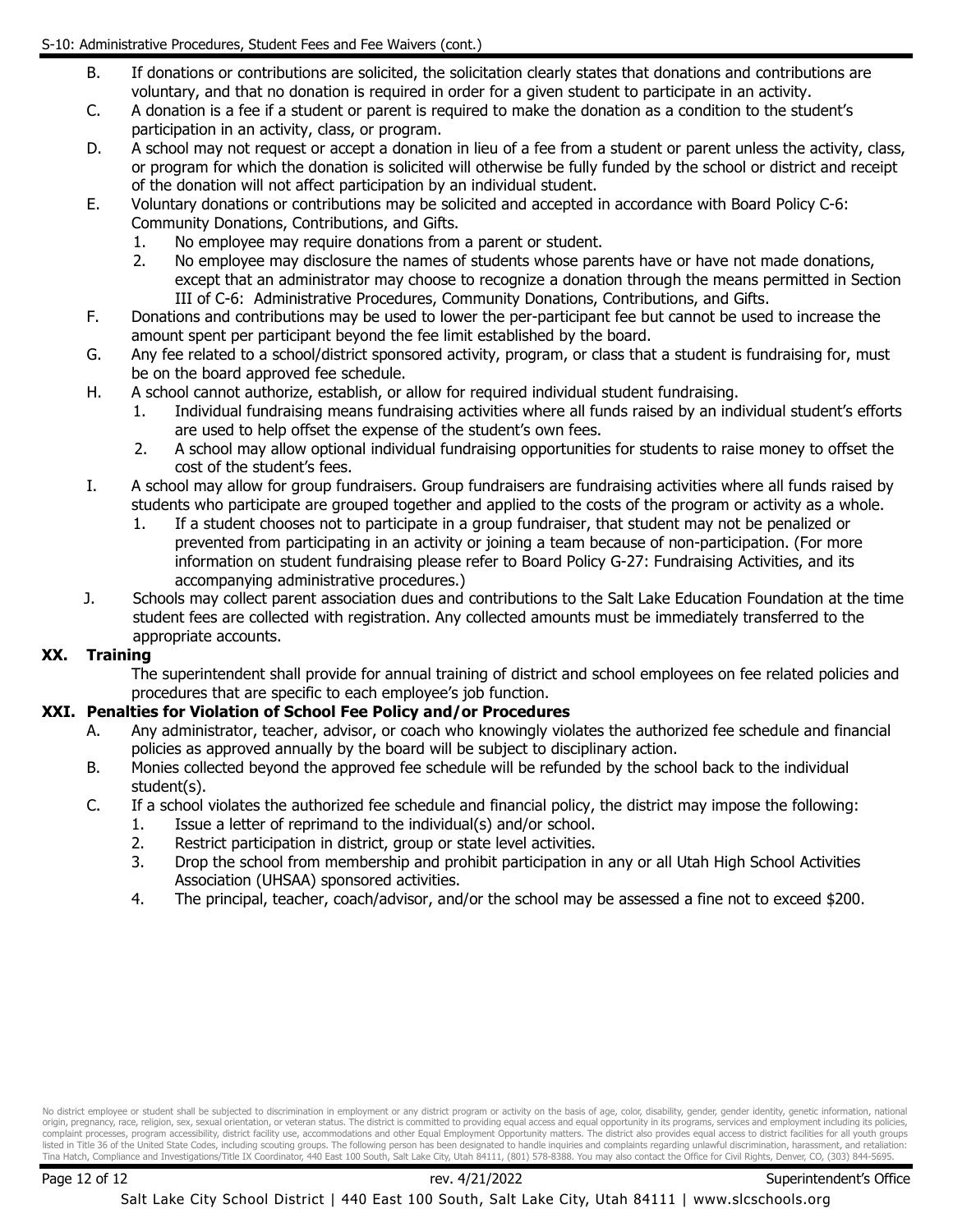B. If donations or contributions are solicited, the solicitation clearly states that donations and contributions are voluntary, and that no donation is required in order for a given student to participate in an activity.

C. A donation is a fee if a student or parent is required to make the donation as a condition to the student's participation in an activity, class, or program.

D. A school may not request or accept a donation in lieu of a fee from a student or parent unless the activity, class, or program for which the donation is solicited will otherwise be fully funded by the school or district and receipt of the donation will not affect participation by an individual student.

E. Voluntary donations or contributions may be solicited and accepted in accordance with Board Policy C-6: Community Donations, Contributions, and Gifts.
   1. No employee may require donations from a parent or student.
   2. No employee may disclosure the names of students whose parents have or have not made donations, except that an administrator may choose to recognize a donation through the means permitted in Section III of C-6: Administrative Procedures, Community Donations, Contributions, and Gifts.

F. Donations and contributions may be used to lower the per-participant fee but cannot be used to increase the amount spent per participant beyond the fee limit established by the board.

G. Any fee related to a school/district sponsored activity, program, or class that a student is fundraising for, must be on the board approved fee schedule.

H. A school cannot authorize, establish, or allow for required individual student fundraising.
   1. Individual fundraising means fundraising activities where all funds raised by an individual student's efforts are used to help offset the expense of the student's own fees.
   2. A school may allow optional individual fundraising opportunities for students to raise money to offset the cost of the student's fees.

I. A school may allow for group fundraisers. Group fundraisers are fundraising activities where all funds raised by students who participate are grouped together and applied to the costs of the program or activity as a whole.
   1. If a student chooses not to participate in a group fundraiser, that student may not be penalized or prevented from participating in an activity or joining a team because of non-participation. (For more information on student fundraising please refer to Board Policy G-27: Fundraising Activities, and its accompanying administrative procedures.)

J. Schools may collect parent association dues and contributions to the Salt Lake Education Foundation at the time student fees are collected with registration. Any collected amounts must be immediately transferred to the appropriate accounts.

## XX. Training

The superintendent shall provide for annual training of district and school employees on fee related policies and procedures that are specific to each employee's job function.

## XXI. Penalties for Violation of School Fee Policy and/or Procedures

A. Any administrator, teacher, advisor, or coach who knowingly violates the authorized fee schedule and financial policies as approved annually by the board will be subject to disciplinary action.

B. Monies collected beyond the approved fee schedule will be refunded by the school back to the individual student(s).

C. If a school violates the authorized fee schedule and financial policy, the district may impose the following:
   1. Issue a letter of reprimand to the individual(s) and/or school.
   2. Restrict participation in district, group or state level activities.
   3. Drop the school from membership and prohibit participation in any or all Utah High School Activities Association (UHSAA) sponsored activities.
   4. The principal, teacher, coach/advisor, and/or the school may be assessed a fine not to exceed $200.

No district employee or student shall be subjected to discrimination in employment or any district program or activity on the basis of age, color, disability, gender, gender identity, genetic information, national origin, pregnancy, race, religion, sex, sexual orientation, or veteran status. The district is committed to providing equal access and equal opportunity in its programs, services and employment including its policies, complaint processes, program accessibility, district facility use, accommodations and other Equal Employment Opportunity matters. The district also provides equal access to district facilities for all youth groups listed in Title 36 of the United State Codes, including scouting groups. The following person has been designated to handle inquiries and complaints regarding unlawful discrimination, harassment, and retaliation: Tina Hatch, Compliance and Investigations/Title IX Coordinator, 440 East 100 South, Salt Lake City, Utah 84111, (801) 578-8388. You may also contact the Office for Civil Rights, Denver, CO, (303) 844-5695.